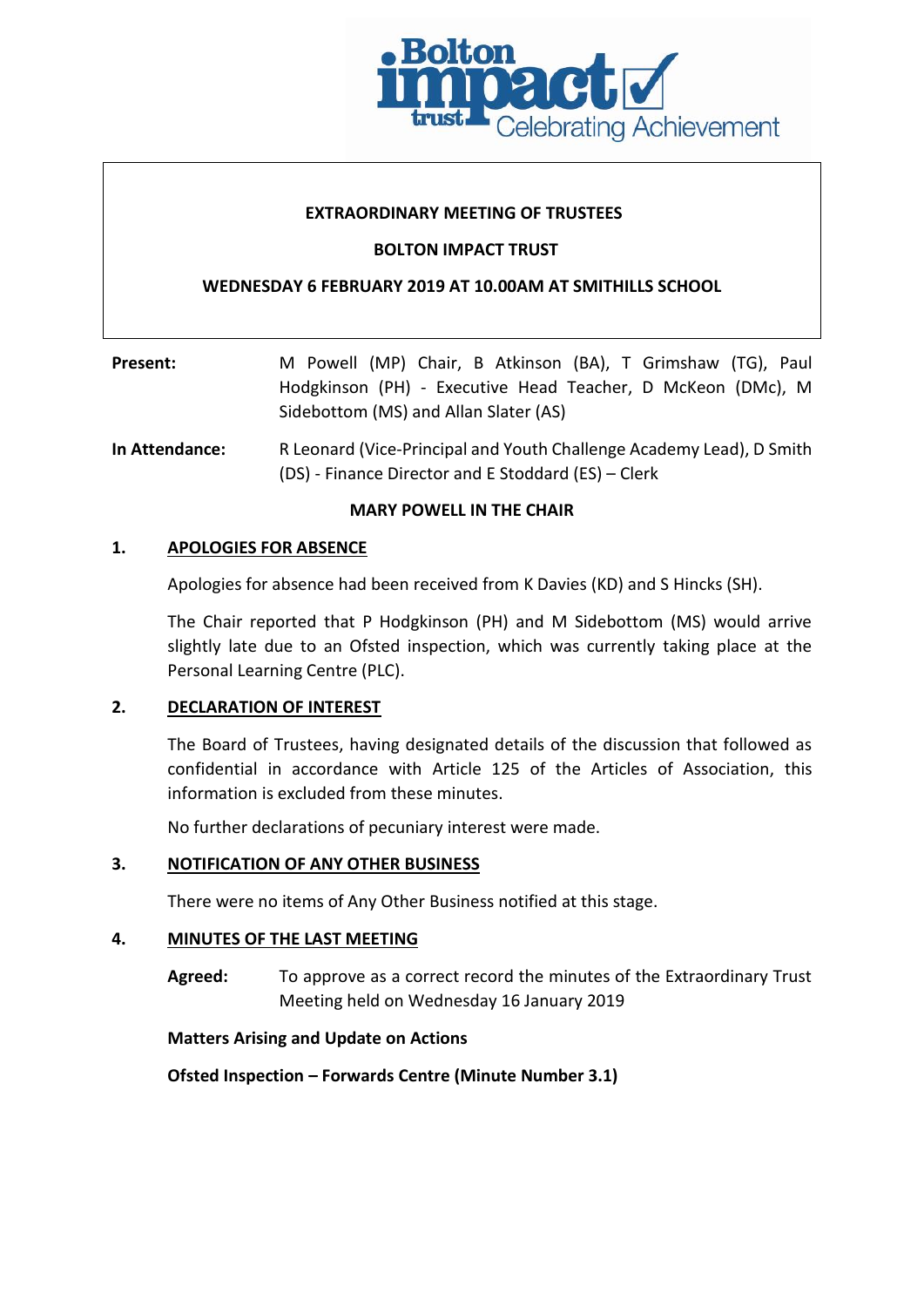**EXTRAORDINARY MEETING OF TRUSTEES**

**BOLTON IMPACT TRUST**

**WEDNESDAY 6 FEBRUARY 2019 AT 10.00AM AT SMITHILLS SCHOOL**

**Present:** M Powell (MP) Chair, B Atkinson (BA), T Grimshaw (TG), Paul Hodgkinson (PH) - Executive Head Teacher, D McKeon (DMc), M Sidebottom (MS) and Allan Slater (AS)

**In Attendance:** R Leonard (Vice-Principal and Youth Challenge Academy Lead), D Smith (DS) - Finance Director and E Stoddard (ES) – Clerk

**MARY POWELL IN THE CHAIR**

## 1. APOLOGIES FOR ABSENCE

Apologies for absence had been received from K Davies (KD) and S Hincks (SH).

The Chair reported that P Hodgkinson (PH) and M Sidebottom (MS) would arrive slightly late due to an Ofsted inspection, which was currently taking place at the Personal Learning Centre (PLC).

## 2. DECLARATION OF INTEREST

The Board of Trustees, having designated details of the discussion that followed as confidential in accordance with Article 125 of the Articles of Association, this information is excluded from these minutes.

No further declarations of pecuniary interest were made.

## 3. NOTIFICATION OF ANY OTHER BUSINESS

There were no items of Any Other Business notified at this stage.

## 4. MINUTES OF THE LAST MEETING

**Agreed:** To approve as a correct record the minutes of the Extraordinary Trust Meeting held on Wednesday 16 January 2019

**Matters Arising and Update on Actions**

**Ofsted Inspection – Forwards Centre (Minute Number 3.1)**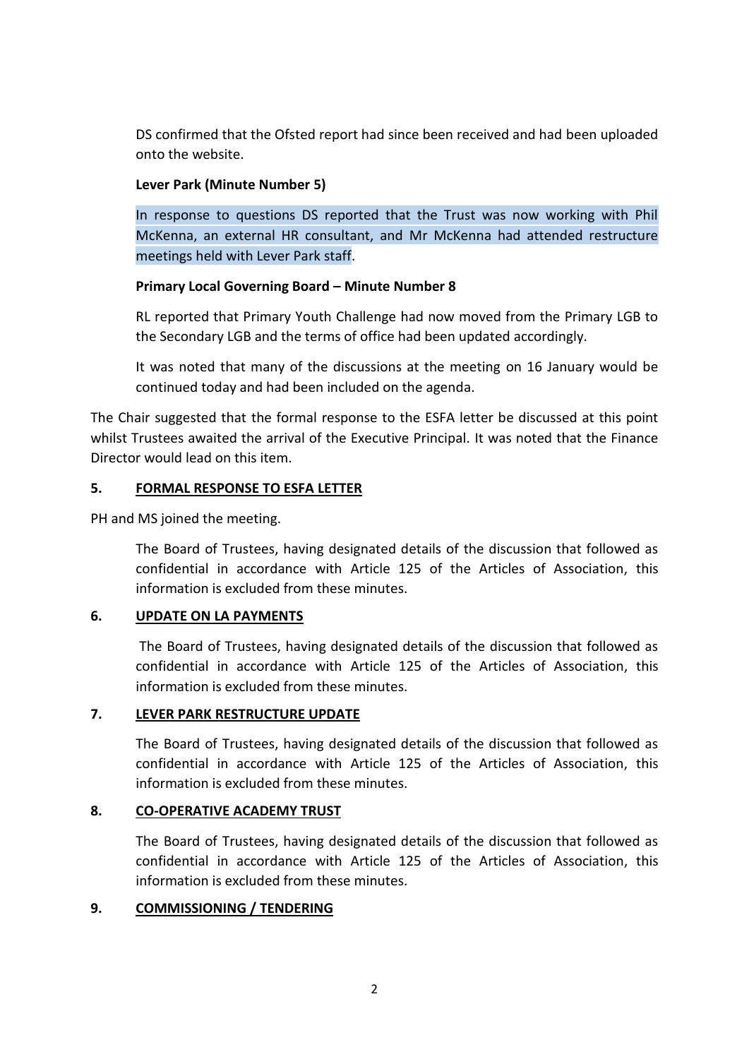DS confirmed that the Ofsted report had since been received and had been uploaded onto the website.

**Lever Park (Minute Number 5)**

In response to questions DS reported that the Trust was now working with Phil McKenna, an external HR consultant, and Mr McKenna had attended restructure meetings held with Lever Park staff.

**Primary Local Governing Board – Minute Number 8**

RL reported that Primary Youth Challenge had now moved from the Primary LGB to the Secondary LGB and the terms of office had been updated accordingly.

It was noted that many of the discussions at the meeting on 16 January would be continued today and had been included on the agenda.

The Chair suggested that the formal response to the ESFA letter be discussed at this point whilst Trustees awaited the arrival of the Executive Principal. It was noted that the Finance Director would lead on this item.

## 5. FORMAL RESPONSE TO ESFA LETTER

PH and MS joined the meeting.

The Board of Trustees, having designated details of the discussion that followed as confidential in accordance with Article 125 of the Articles of Association, this information is excluded from these minutes.

## 6. UPDATE ON LA PAYMENTS

The Board of Trustees, having designated details of the discussion that followed as confidential in accordance with Article 125 of the Articles of Association, this information is excluded from these minutes.

## 7. LEVER PARK RESTRUCTURE UPDATE

The Board of Trustees, having designated details of the discussion that followed as confidential in accordance with Article 125 of the Articles of Association, this information is excluded from these minutes.

## 8. CO-OPERATIVE ACADEMY TRUST

The Board of Trustees, having designated details of the discussion that followed as confidential in accordance with Article 125 of the Articles of Association, this information is excluded from these minutes.

## 9. COMMISSIONING / TENDERING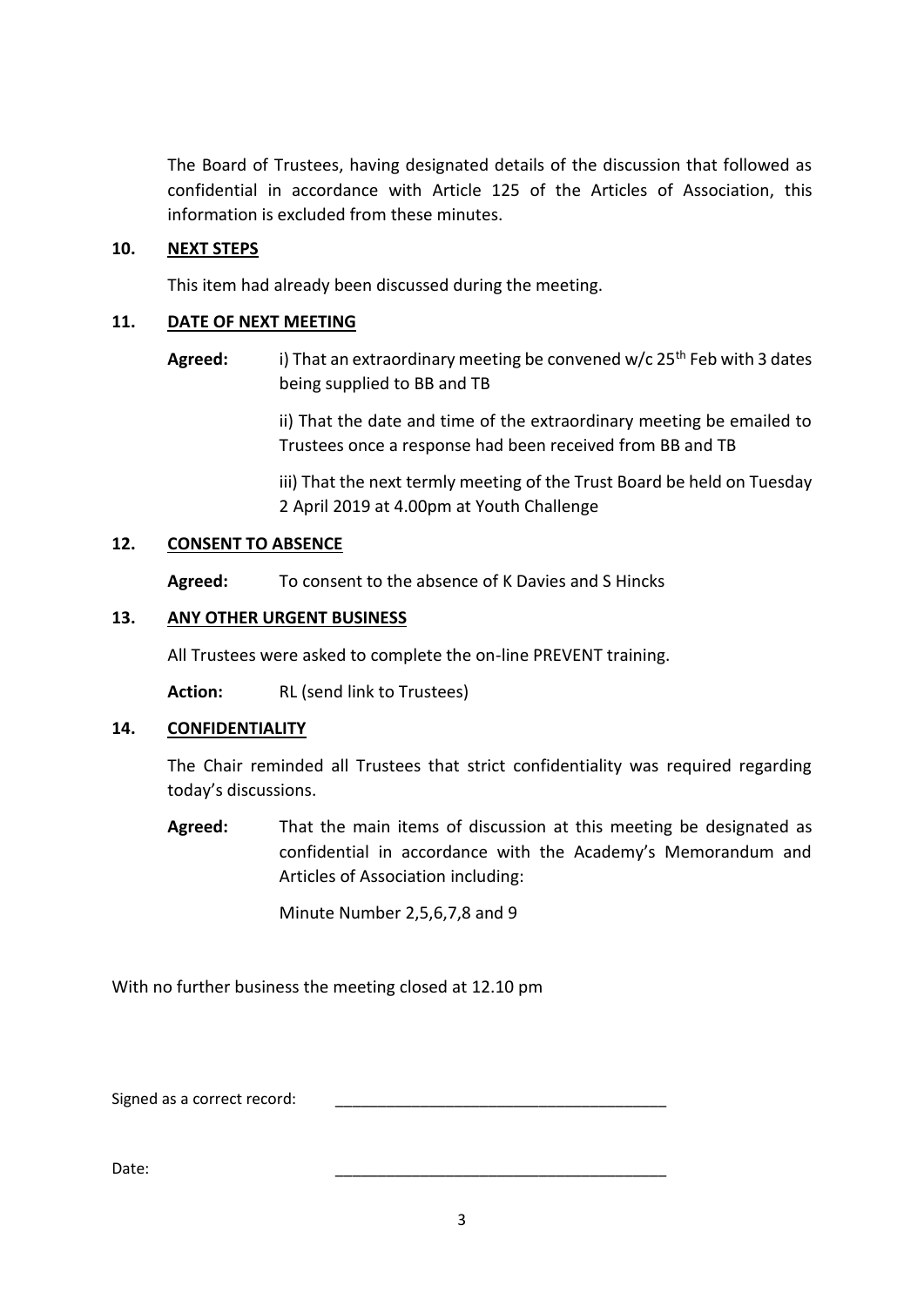The Board of Trustees, having designated details of the discussion that followed as confidential in accordance with Article 125 of the Articles of Association, this information is excluded from these minutes.

## 10. NEXT STEPS

This item had already been discussed during the meeting.

## 11. DATE OF NEXT MEETING

**Agreed:** i) That an extraordinary meeting be convened w/c 25th Feb with 3 dates being supplied to BB and TB

ii) That the date and time of the extraordinary meeting be emailed to Trustees once a response had been received from BB and TB

iii) That the next termly meeting of the Trust Board be held on Tuesday 2 April 2019 at 4.00pm at Youth Challenge

## 12. CONSENT TO ABSENCE

**Agreed:** To consent to the absence of K Davies and S Hincks

## 13. ANY OTHER URGENT BUSINESS

All Trustees were asked to complete the on-line PREVENT training.

**Action:** RL (send link to Trustees)

## 14. CONFIDENTIALITY

The Chair reminded all Trustees that strict confidentiality was required regarding today's discussions.

**Agreed:** That the main items of discussion at this meeting be designated as confidential in accordance with the Academy's Memorandum and Articles of Association including:

Minute Number 2,5,6,7,8 and 9

With no further business the meeting closed at 12.10 pm

Signed as a correct record: _______________________________________

Date: _______________________________________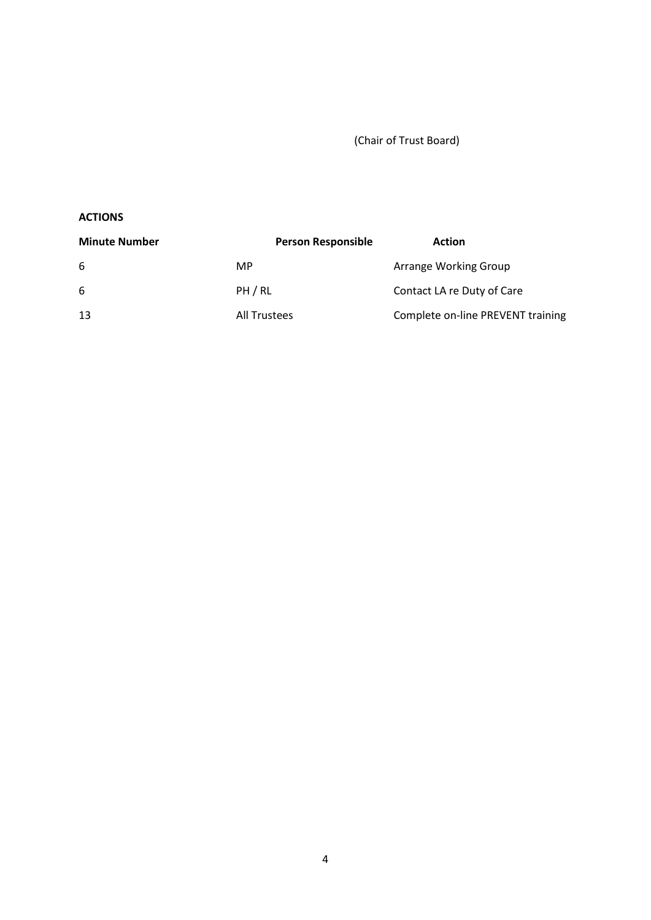(Chair of Trust Board)

**ACTIONS**

| Minute Number | Person Responsible | Action |
|---|---|---|
| 6 | MP | Arrange Working Group |
| 6 | PH / RL | Contact LA re Duty of Care |
| 13 | All Trustees | Complete on-line PREVENT training |